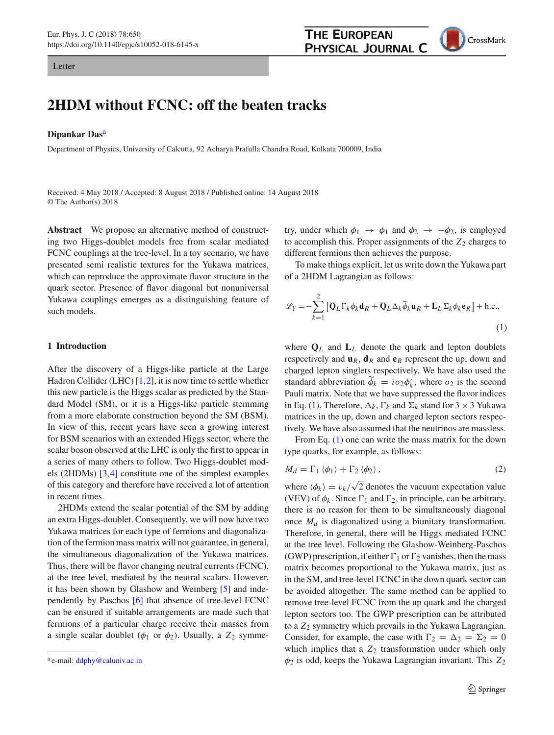Letter

# 2HDM without FCNC: off the beaten tracks

**Dipankar Das**[a]

Department of Physics, University of Calcutta, 92 Acharya Prafulla Chandra Road, Kolkata 700009, India

Received: 4 May 2018 / Accepted: 8 August 2018 / Published online: 14 August 2018
© The Author(s) 2018

**Abstract** We propose an alternative method of constructing two Higgs-doublet models free from scalar mediated FCNC couplings at the tree-level. In a toy scenario, we have presented semi realistic textures for the Yukawa matrices, which can reproduce the approximate flavor structure in the quark sector. Presence of flavor diagonal but nonuniversal Yukawa couplings emerges as a distinguishing feature of such models.

## 1 Introduction

After the discovery of a Higgs-like particle at the Large Hadron Collider (LHC) [1,2], it is now time to settle whether this new particle is the Higgs scalar as predicted by the Standard Model (SM), or it is a Higgs-like particle stemming from a more elaborate construction beyond the SM (BSM). In view of this, recent years have seen a growing interest for BSM scenarios with an extended Higgs sector, where the scalar boson observed at the LHC is only the first to appear in a series of many others to follow. Two Higgs-doublet models (2HDMs) [3,4] constitute one of the simplest examples of this category and therefore have received a lot of attention in recent times.

2HDMs extend the scalar potential of the SM by adding an extra Higgs-doublet. Consequently, we will now have two Yukawa matrices for each type of fermions and diagonalization of the fermion mass matrix will not guarantee, in general, the simultaneous diagonalization of the Yukawa matrices. Thus, there will be flavor changing neutral currents (FCNC), at the tree level, mediated by the neutral scalars. However, it has been shown by Glashow and Weinberg [5] and independently by Paschos [6] that absence of tree-level FCNC can be ensured if suitable arrangements are made such that fermions of a particular charge receive their masses from a single scalar doublet ($\phi_1$ or $\phi_2$). Usually, a $Z_2$ symmetry, under which $\phi_1 \to \phi_1$ and $\phi_2 \to -\phi_2$, is employed to accomplish this. Proper assignments of the $Z_2$ charges to different fermions then achieves the purpose.

To make things explicit, let us write down the Yukawa part of a 2HDM Lagrangian as follows:

$$\mathscr{L}_Y = -\sum_{k=1}^{2} \left[ \overline{\mathbf{Q}}_L \Gamma_k \phi_k \mathbf{d}_R + \overline{\mathbf{Q}}_L \Delta_k \widetilde{\phi}_k \mathbf{u}_R + \overline{\mathbf{L}}_L \Sigma_k \phi_k \mathbf{e}_R \right] + \text{h.c.}, \tag{1}$$

where $\mathbf{Q}_L$ and $\mathbf{L}_L$ denote the quark and lepton doublets respectively and $\mathbf{u}_R$, $\mathbf{d}_R$ and $\mathbf{e}_R$ represent the up, down and charged lepton singlets respectively. We have also used the standard abbreviation $\widetilde{\phi}_k = i\sigma_2 \phi_k^*$, where $\sigma_2$ is the second Pauli matrix. Note that we have suppressed the flavor indices in Eq. (1). Therefore, $\Delta_k$, $\Gamma_k$ and $\Sigma_k$ stand for $3 \times 3$ Yukawa matrices in the up, down and charged lepton sectors respectively. We have also assumed that the neutrinos are massless.

From Eq. (1) one can write the mass matrix for the down type quarks, for example, as follows:

$$M_d = \Gamma_1 \langle \phi_1 \rangle + \Gamma_2 \langle \phi_2 \rangle \,, \tag{2}$$

where $\langle \phi_k \rangle = v_k/\sqrt{2}$ denotes the vacuum expectation value (VEV) of $\phi_k$. Since $\Gamma_1$ and $\Gamma_2$, in principle, can be arbitrary, there is no reason for them to be simultaneously diagonal once $M_d$ is diagonalized using a biunitary transformation. Therefore, in general, there will be Higgs mediated FCNC at the tree level. Following the Glashow-Weinberg-Paschos (GWP) prescription, if either $\Gamma_1$ or $\Gamma_2$ vanishes, then the mass matrix becomes proportional to the Yukawa matrix, just as in the SM, and tree-level FCNC in the down quark sector can be avoided altogether. The same method can be applied to remove tree-level FCNC from the up quark and the charged lepton sectors too. The GWP prescription can be attributed to a $Z_2$ symmetry which prevails in the Yukawa Lagrangian. Consider, for example, the case with $\Gamma_2 = \Delta_2 = \Sigma_2 = 0$ which implies that a $Z_2$ transformation under which only $\phi_2$ is odd, keeps the Yukawa Lagrangian invariant. This $Z_2$

[a] e-mail: ddphy@caluniv.ac.in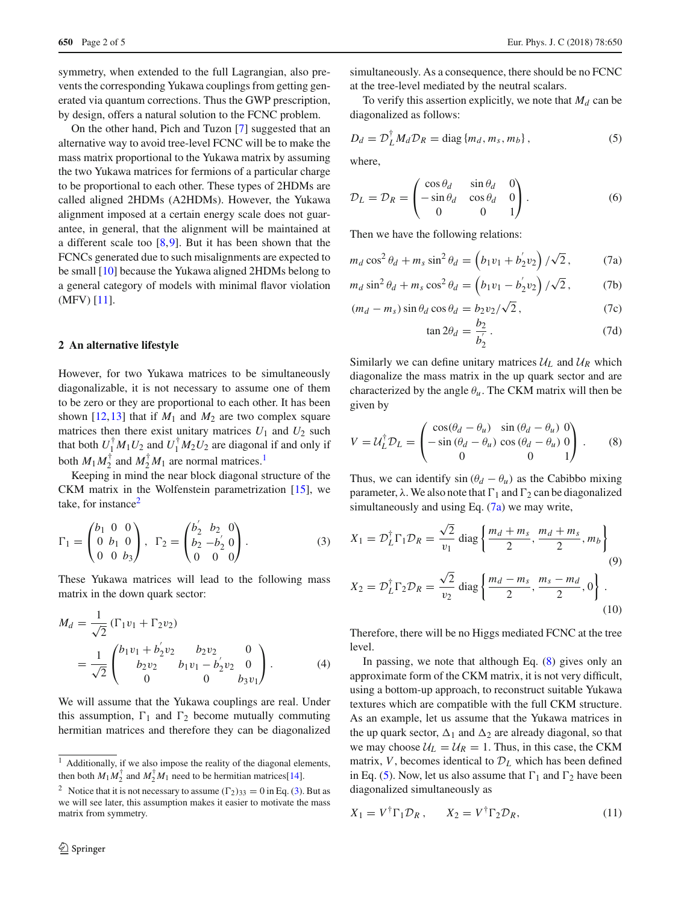symmetry, when extended to the full Lagrangian, also prevents the corresponding Yukawa couplings from getting generated via quantum corrections. Thus the GWP prescription, by design, offers a natural solution to the FCNC problem.

On the other hand, Pich and Tuzon [7] suggested that an alternative way to avoid tree-level FCNC will be to make the mass matrix proportional to the Yukawa matrix by assuming the two Yukawa matrices for fermions of a particular charge to be proportional to each other. These types of 2HDMs are called aligned 2HDMs (A2HDMs). However, the Yukawa alignment imposed at a certain energy scale does not guarantee, in general, that the alignment will be maintained at a different scale too [8,9]. But it has been shown that the FCNCs generated due to such misalignments are expected to be small [10] because the Yukawa aligned 2HDMs belong to a general category of models with minimal flavor violation (MFV) [11].

## 2 An alternative lifestyle

However, for two Yukawa matrices to be simultaneously diagonalizable, it is not necessary to assume one of them to be zero or they are proportional to each other. It has been shown [12,13] that if $M_1$ and $M_2$ are two complex square matrices then there exist unitary matrices $U_1$ and $U_2$ such that both $U_1^\dagger M_1 U_2$ and $U_1^\dagger M_2 U_2$ are diagonal if and only if both $M_1 M_2^\dagger$ and $M_2^\dagger M_1$ are normal matrices.[1]

Keeping in mind the near block diagonal structure of the CKM matrix in the Wolfenstein parametrization [15], we take, for instance[2]

$$\Gamma_1 = \begin{pmatrix} b_1 & 0 & 0 \\ 0 & b_1 & 0 \\ 0 & 0 & b_3 \end{pmatrix}, \quad \Gamma_2 = \begin{pmatrix} b_2^{'} & b_2 & 0 \\ b_2 & -b_2^{'} & 0 \\ 0 & 0 & 0 \end{pmatrix}. \tag{3}$$

These Yukawa matrices will lead to the following mass matrix in the down quark sector:

$$\begin{aligned} M_d &= \frac{1}{\sqrt{2}} \left( \Gamma_1 v_1 + \Gamma_2 v_2 \right) \\ &= \frac{1}{\sqrt{2}} \begin{pmatrix} b_1 v_1 + b_2^{'} v_2 & b_2 v_2 & 0 \\ b_2 v_2 & b_1 v_1 - b_2^{'} v_2 & 0 \\ 0 & 0 & b_3 v_1 \end{pmatrix}. \end{aligned} \tag{4}$$

We will assume that the Yukawa couplings are real. Under this assumption, $\Gamma_1$ and $\Gamma_2$ become mutually commuting hermitian matrices and therefore they can be diagonalized simultaneously. As a consequence, there should be no FCNC at the tree-level mediated by the neutral scalars.

To verify this assertion explicitly, we note that $M_d$ can be diagonalized as follows:

$$D_d = \mathcal{D}_L^\dagger M_d \mathcal{D}_R = \text{diag}\left\{ m_d, m_s, m_b \right\}, \tag{5}$$

where,

$$\mathcal{D}_L = \mathcal{D}_R = \begin{pmatrix} \cos\theta_d & \sin\theta_d & 0 \\ -\sin\theta_d & \cos\theta_d & 0 \\ 0 & 0 & 1 \end{pmatrix}. \tag{6}$$

Then we have the following relations:

$$m_d \cos^2\theta_d + m_s \sin^2\theta_d = \left( b_1 v_1 + b_2^{'} v_2 \right) / \sqrt{2}\,, \tag{7a}$$

$$m_d \sin^2\theta_d + m_s \cos^2\theta_d = \left( b_1 v_1 - b_2^{'} v_2 \right) / \sqrt{2}\,, \tag{7b}$$

$$(m_d - m_s) \sin\theta_d \cos\theta_d = b_2 v_2 / \sqrt{2}\,, \tag{7c}$$

$$\tan 2\theta_d = \frac{b_2}{b_2^{'}}\,. \tag{7d}$$

Similarly we can define unitary matrices $\mathcal{U}_L$ and $\mathcal{U}_R$ which diagonalize the mass matrix in the up quark sector and are characterized by the angle $\theta_u$. The CKM matrix will then be given by

$$V = \mathcal{U}_L^\dagger \mathcal{D}_L = \begin{pmatrix} \cos(\theta_d - \theta_u) & \sin(\theta_d - \theta_u) & 0 \\ -\sin(\theta_d - \theta_u) & \cos(\theta_d - \theta_u) & 0 \\ 0 & 0 & 1 \end{pmatrix}. \tag{8}$$

Thus, we can identify $\sin(\theta_d - \theta_u)$ as the Cabibbo mixing parameter, $\lambda$. We also note that $\Gamma_1$ and $\Gamma_2$ can be diagonalized simultaneously and using Eq. (7a) we may write,

$$X_1 = \mathcal{D}_L^\dagger \Gamma_1 \mathcal{D}_R = \frac{\sqrt{2}}{v_1} \text{diag}\left\{ \frac{m_d + m_s}{2}, \frac{m_d + m_s}{2}, m_b \right\} \tag{9}$$

$$X_2 = \mathcal{D}_L^\dagger \Gamma_2 \mathcal{D}_R = \frac{\sqrt{2}}{v_2} \text{diag}\left\{ \frac{m_d - m_s}{2}, \frac{m_s - m_d}{2}, 0 \right\}. \tag{10}$$

Therefore, there will be no Higgs mediated FCNC at the tree level.

In passing, we note that although Eq. (8) gives only an approximate form of the CKM matrix, it is not very difficult, using a bottom-up approach, to reconstruct suitable Yukawa textures which are compatible with the full CKM structure. As an example, let us assume that the Yukawa matrices in the up quark sector, $\Delta_1$ and $\Delta_2$ are already diagonal, so that we may choose $\mathcal{U}_L = \mathcal{U}_R = 1$. Thus, in this case, the CKM matrix, $V$, becomes identical to $\mathcal{D}_L$ which has been defined in Eq. (5). Now, let us also assume that $\Gamma_1$ and $\Gamma_2$ have been diagonalized simultaneously as

$$X_1 = V^\dagger \Gamma_1 \mathcal{D}_R\,, \qquad X_2 = V^\dagger \Gamma_2 \mathcal{D}_R, \tag{11}$$

---

[1] Additionally, if we also impose the reality of the diagonal elements, then both $M_1 M_2^\dagger$ and $M_2^\dagger M_1$ need to be hermitian matrices[14].

[2] Notice that it is not necessary to assume $(\Gamma_2)_{33} = 0$ in Eq. (3). But as we will see later, this assumption makes it easier to motivate the mass matrix from symmetry.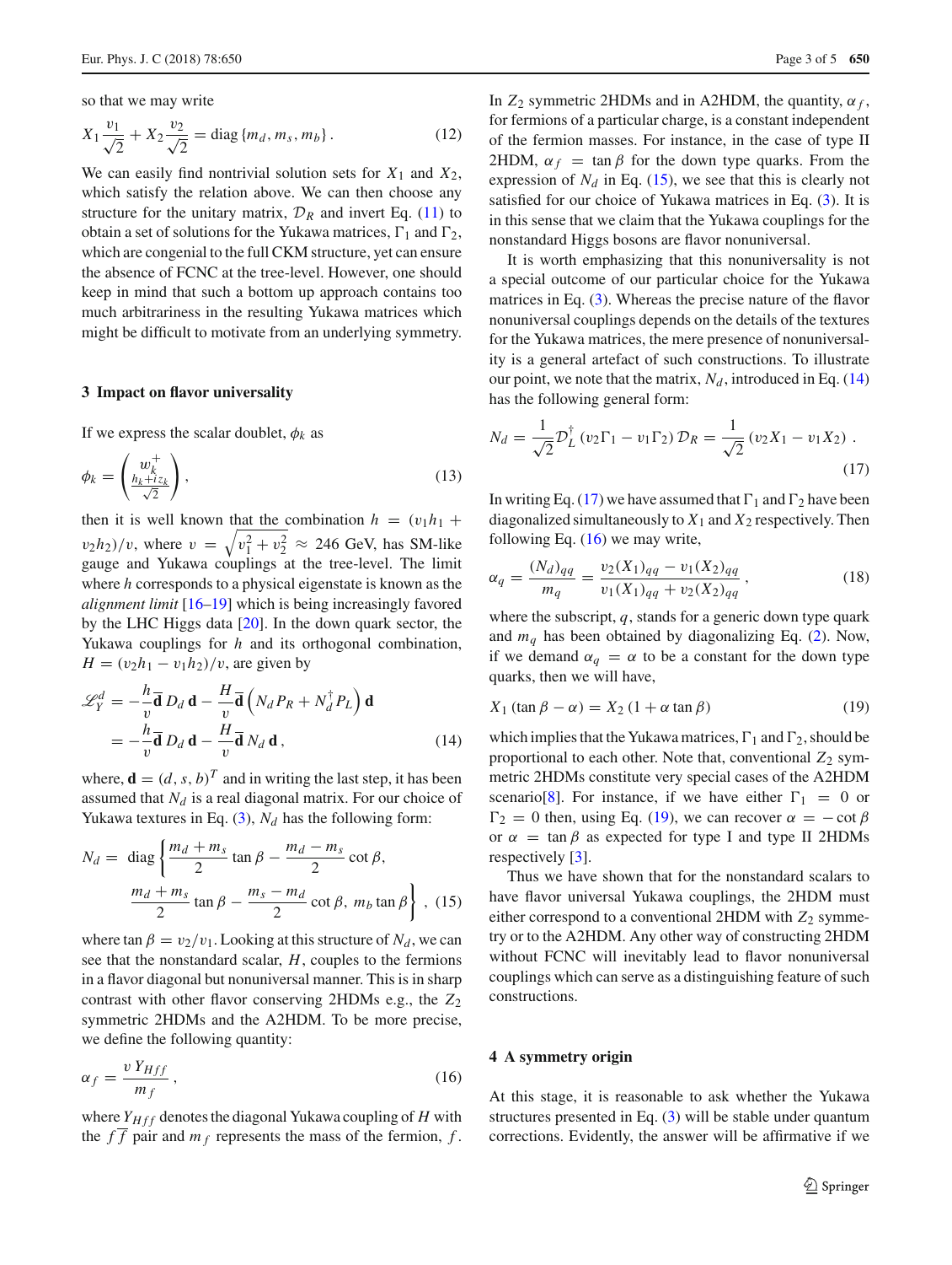so that we may write

$$X_1 \frac{v_1}{\sqrt{2}} + X_2 \frac{v_2}{\sqrt{2}} = \text{diag}\{m_d, m_s, m_b\}. \quad (12)$$

We can easily find nontrivial solution sets for $X_1$ and $X_2$, which satisfy the relation above. We can then choose any structure for the unitary matrix, $\mathcal{D}_R$ and invert Eq. (11) to obtain a set of solutions for the Yukawa matrices, $\Gamma_1$ and $\Gamma_2$, which are congenial to the full CKM structure, yet can ensure the absence of FCNC at the tree-level. However, one should keep in mind that such a bottom up approach contains too much arbitrariness in the resulting Yukawa matrices which might be difficult to motivate from an underlying symmetry.

## 3 Impact on flavor universality

If we express the scalar doublet, $\phi_k$ as

$$\phi_k = \begin{pmatrix} w_k^+ \\ \frac{h_k + i z_k}{\sqrt{2}} \end{pmatrix}, \quad (13)$$

then it is well known that the combination $h = (v_1 h_1 + v_2 h_2)/v$, where $v = \sqrt{v_1^2 + v_2^2} \approx 246$ GeV, has SM-like gauge and Yukawa couplings at the tree-level. The limit where $h$ corresponds to a physical eigenstate is known as the *alignment limit* [16–19] which is being increasingly favored by the LHC Higgs data [20]. In the down quark sector, the Yukawa couplings for $h$ and its orthogonal combination, $H = (v_2 h_1 - v_1 h_2)/v$, are given by

$$\begin{aligned} \mathscr{L}_Y^d &= -\frac{h}{v} \overline{\mathbf{d}}\, D_d\, \mathbf{d} - \frac{H}{v} \overline{\mathbf{d}} \left( N_d P_R + N_d^\dagger P_L \right) \mathbf{d} \\ &= -\frac{h}{v} \overline{\mathbf{d}}\, D_d\, \mathbf{d} - \frac{H}{v} \overline{\mathbf{d}}\, N_d\, \mathbf{d}, \end{aligned} \quad (14)$$

where, $\mathbf{d} = (d, s, b)^T$ and in writing the last step, it has been assumed that $N_d$ is a real diagonal matrix. For our choice of Yukawa textures in Eq. (3), $N_d$ has the following form:

$$N_d = \text{diag}\left\{ \frac{m_d + m_s}{2} \tan\beta - \frac{m_d - m_s}{2} \cot\beta, \frac{m_d + m_s}{2} \tan\beta - \frac{m_s - m_d}{2} \cot\beta, m_b \tan\beta \right\}, \quad (15)$$

where $\tan\beta = v_2/v_1$. Looking at this structure of $N_d$, we can see that the nonstandard scalar, $H$, couples to the fermions in a flavor diagonal but nonuniversal manner. This is in sharp contrast with other flavor conserving 2HDMs e.g., the $Z_2$ symmetric 2HDMs and the A2HDM. To be more precise, we define the following quantity:

$$\alpha_f = \frac{v\, Y_{Hff}}{m_f}, \quad (16)$$

where $Y_{Hff}$ denotes the diagonal Yukawa coupling of $H$ with the $f\overline{f}$ pair and $m_f$ represents the mass of the fermion, $f$.

In $Z_2$ symmetric 2HDMs and in A2HDM, the quantity, $\alpha_f$, for fermions of a particular charge, is a constant independent of the fermion masses. For instance, in the case of type II 2HDM, $\alpha_f = \tan\beta$ for the down type quarks. From the expression of $N_d$ in Eq. (15), we see that this is clearly not satisfied for our choice of Yukawa matrices in Eq. (3). It is in this sense that we claim that the Yukawa couplings for the nonstandard Higgs bosons are flavor nonuniversal.

It is worth emphasizing that this nonuniversality is not a special outcome of our particular choice for the Yukawa matrices in Eq. (3). Whereas the precise nature of the flavor nonuniversal couplings depends on the details of the textures for the Yukawa matrices, the mere presence of nonuniversality is a general artefact of such constructions. To illustrate our point, we note that the matrix, $N_d$, introduced in Eq. (14) has the following general form:

$$N_d = \frac{1}{\sqrt{2}} \mathcal{D}_L^\dagger \left( v_2 \Gamma_1 - v_1 \Gamma_2 \right) \mathcal{D}_R = \frac{1}{\sqrt{2}} \left( v_2 X_1 - v_1 X_2 \right). \quad (17)$$

In writing Eq. (17) we have assumed that $\Gamma_1$ and $\Gamma_2$ have been diagonalized simultaneously to $X_1$ and $X_2$ respectively. Then following Eq. (16) we may write,

$$\alpha_q = \frac{(N_d)_{qq}}{m_q} = \frac{v_2 (X_1)_{qq} - v_1 (X_2)_{qq}}{v_1 (X_1)_{qq} + v_2 (X_2)_{qq}}, \quad (18)$$

where the subscript, $q$, stands for a generic down type quark and $m_q$ has been obtained by diagonalizing Eq. (2). Now, if we demand $\alpha_q = \alpha$ to be a constant for the down type quarks, then we will have,

$$X_1 (\tan\beta - \alpha) = X_2 (1 + \alpha \tan\beta) \quad (19)$$

which implies that the Yukawa matrices, $\Gamma_1$ and $\Gamma_2$, should be proportional to each other. Note that, conventional $Z_2$ symmetric 2HDMs constitute very special cases of the A2HDM scenario[8]. For instance, if we have either $\Gamma_1 = 0$ or $\Gamma_2 = 0$ then, using Eq. (19), we can recover $\alpha = -\cot\beta$ or $\alpha = \tan\beta$ as expected for type I and type II 2HDMs respectively [3].

Thus we have shown that for the nonstandard scalars to have flavor universal Yukawa couplings, the 2HDM must either correspond to a conventional 2HDM with $Z_2$ symmetry or to the A2HDM. Any other way of constructing 2HDM without FCNC will inevitably lead to flavor nonuniversal couplings which can serve as a distinguishing feature of such constructions.

## 4 A symmetry origin

At this stage, it is reasonable to ask whether the Yukawa structures presented in Eq. (3) will be stable under quantum corrections. Evidently, the answer will be affirmative if we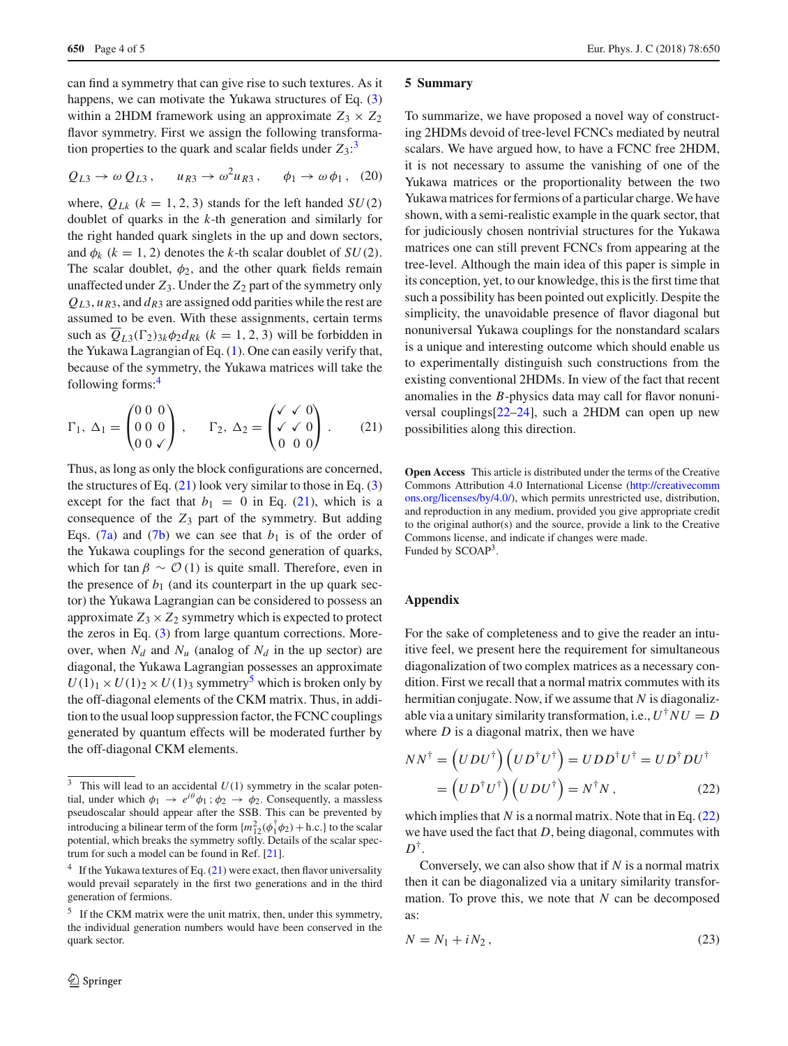can find a symmetry that can give rise to such textures. As it happens, we can motivate the Yukawa structures of Eq. (3) within a 2HDM framework using an approximate $Z_3 \times Z_2$ flavor symmetry. First we assign the following transformation properties to the quark and scalar fields under $Z_3$:[3]

$$Q_{L3} \to \omega\, Q_{L3}\,, \qquad u_{R3} \to \omega^2 u_{R3}\,, \qquad \phi_1 \to \omega\, \phi_1\,, \quad (20)$$

where, $Q_{Lk}$ $(k = 1, 2, 3)$ stands for the left handed $SU(2)$ doublet of quarks in the $k$-th generation and similarly for the right handed quark singlets in the up and down sectors, and $\phi_k$ $(k = 1, 2)$ denotes the $k$-th scalar doublet of $SU(2)$. The scalar doublet, $\phi_2$, and the other quark fields remain unaffected under $Z_3$. Under the $Z_2$ part of the symmetry only $Q_{L3}, u_{R3}$, and $d_{R3}$ are assigned odd parities while the rest are assumed to be even. With these assignments, certain terms such as $\overline{Q}_{L3}(\Gamma_2)_{3k}\phi_2 d_{Rk}$ $(k = 1, 2, 3)$ will be forbidden in the Yukawa Lagrangian of Eq. (1). One can easily verify that, because of the symmetry, the Yukawa matrices will take the following forms:[4]

$$\Gamma_1,\ \Delta_1 = \begin{pmatrix} 0 & 0 & 0 \\ 0 & 0 & 0 \\ 0 & 0 & \checkmark \end{pmatrix}, \qquad \Gamma_2,\ \Delta_2 = \begin{pmatrix} \checkmark & \checkmark & 0 \\ \checkmark & \checkmark & 0 \\ 0 & 0 & 0 \end{pmatrix}. \quad (21)$$

Thus, as long as only the block configurations are concerned, the structures of Eq. (21) look very similar to those in Eq. (3) except for the fact that $b_1 = 0$ in Eq. (21), which is a consequence of the $Z_3$ part of the symmetry. But adding Eqs. (7a) and (7b) we can see that $b_1$ is of the order of the Yukawa couplings for the second generation of quarks, which for $\tan\beta \sim \mathcal{O}(1)$ is quite small. Therefore, even in the presence of $b_1$ (and its counterpart in the up quark sector) the Yukawa Lagrangian can be considered to possess an approximate $Z_3 \times Z_2$ symmetry which is expected to protect the zeros in Eq. (3) from large quantum corrections. Moreover, when $N_d$ and $N_u$ (analog of $N_d$ in the up sector) are diagonal, the Yukawa Lagrangian possesses an approximate $U(1)_1 \times U(1)_2 \times U(1)_3$ symmetry[5] which is broken only by the off-diagonal elements of the CKM matrix. Thus, in addition to the usual loop suppression factor, the FCNC couplings generated by quantum effects will be moderated further by the off-diagonal CKM elements.

[3] This will lead to an accidental $U(1)$ symmetry in the scalar potential, under which $\phi_1 \to e^{i\theta}\phi_1\,;\, \phi_2 \to \phi_2$. Consequently, a massless pseudoscalar should appear after the SSB. This can be prevented by introducing a bilinear term of the form $\{m_{12}^2(\phi_1^\dagger\phi_2) + \text{h.c.}\}$ to the scalar potential, which breaks the symmetry softly. Details of the scalar spectrum for such a model can be found in Ref. [21].

[4] If the Yukawa textures of Eq. (21) were exact, then flavor universality would prevail separately in the first two generations and in the third generation of fermions.

[5] If the CKM matrix were the unit matrix, then, under this symmetry, the individual generation numbers would have been conserved in the quark sector.

## 5 Summary

To summarize, we have proposed a novel way of constructing 2HDMs devoid of tree-level FCNCs mediated by neutral scalars. We have argued how, to have a FCNC free 2HDM, it is not necessary to assume the vanishing of one of the Yukawa matrices or the proportionality between the two Yukawa matrices for fermions of a particular charge. We have shown, with a semi-realistic example in the quark sector, that for judiciously chosen nontrivial structures for the Yukawa matrices one can still prevent FCNCs from appearing at the tree-level. Although the main idea of this paper is simple in its conception, yet, to our knowledge, this is the first time that such a possibility has been pointed out explicitly. Despite the simplicity, the unavoidable presence of flavor diagonal but nonuniversal Yukawa couplings for the nonstandard scalars is a unique and interesting outcome which should enable us to experimentally distinguish such constructions from the existing conventional 2HDMs. In view of the fact that recent anomalies in the $B$-physics data may call for flavor nonuniversal couplings[22–24], such a 2HDM can open up new possibilities along this direction.

**Open Access** This article is distributed under the terms of the Creative Commons Attribution 4.0 International License (http://creativecommons.org/licenses/by/4.0/), which permits unrestricted use, distribution, and reproduction in any medium, provided you give appropriate credit to the original author(s) and the source, provide a link to the Creative Commons license, and indicate if changes were made.
Funded by SCOAP[3].

## Appendix

For the sake of completeness and to give the reader an intuitive feel, we present here the requirement for simultaneous diagonalization of two complex matrices as a necessary condition. First we recall that a normal matrix commutes with its hermitian conjugate. Now, if we assume that $N$ is diagonalizable via a unitary similarity transformation, i.e., $U^\dagger N U = D$ where $D$ is a diagonal matrix, then we have

$$\begin{aligned} NN^\dagger &= \left(UDU^\dagger\right)\left(UD^\dagger U^\dagger\right) = UDD^\dagger U^\dagger = UD^\dagger D U^\dagger \\ &= \left(UD^\dagger U^\dagger\right)\left(UDU^\dagger\right) = N^\dagger N\,, \end{aligned} \quad (22)$$

which implies that $N$ is a normal matrix. Note that in Eq. (22) we have used the fact that $D$, being diagonal, commutes with $D^\dagger$.

Conversely, we can also show that if $N$ is a normal matrix then it can be diagonalized via a unitary similarity transformation. To prove this, we note that $N$ can be decomposed as:

$$N = N_1 + iN_2\,, \quad (23)$$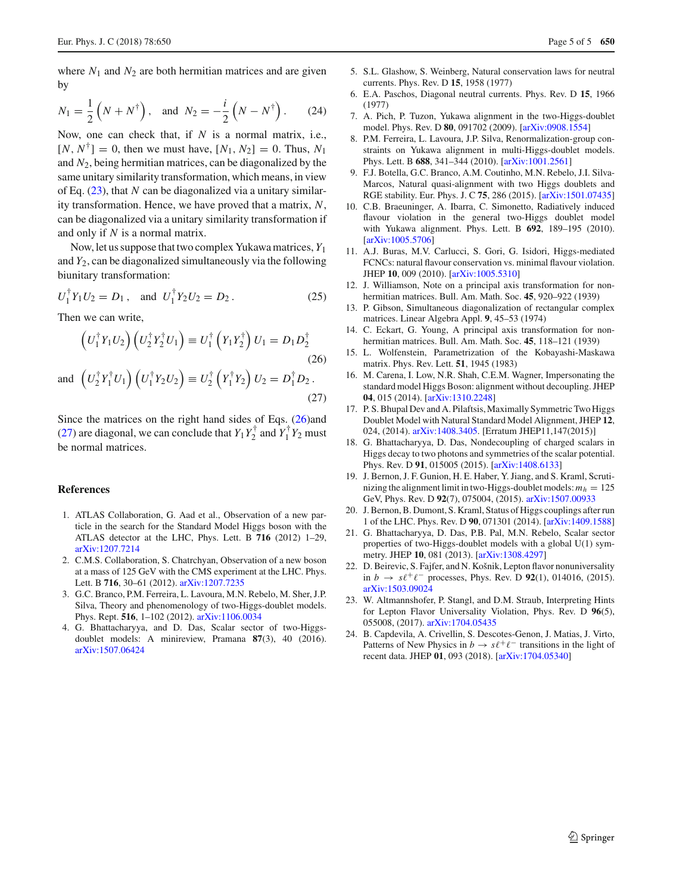where $N_1$ and $N_2$ are both hermitian matrices and are given by

$$N_1 = \frac{1}{2}\left(N + N^\dagger\right), \quad \text{and} \quad N_2 = -\frac{i}{2}\left(N - N^\dagger\right). \tag{24}$$

Now, one can check that, if $N$ is a normal matrix, i.e., $[N, N^\dagger] = 0$, then we must have, $[N_1, N_2] = 0$. Thus, $N_1$ and $N_2$, being hermitian matrices, can be diagonalized by the same unitary similarity transformation, which means, in view of Eq. (23), that $N$ can be diagonalized via a unitary similarity transformation. Hence, we have proved that a matrix, $N$, can be diagonalized via a unitary similarity transformation if and only if $N$ is a normal matrix.

Now, let us suppose that two complex Yukawa matrices, $Y_1$ and $Y_2$, can be diagonalized simultaneously via the following biunitary transformation:

$$U_1^\dagger Y_1 U_2 = D_1, \quad \text{and} \quad U_1^\dagger Y_2 U_2 = D_2. \tag{25}$$

Then we can write,

$$\left(U_1^\dagger Y_1 U_2\right)\left(U_2^\dagger Y_2^\dagger U_1\right) \equiv U_1^\dagger \left(Y_1 Y_2^\dagger\right) U_1 = D_1 D_2^\dagger \tag{26}$$

$$\text{and} \quad \left(U_2^\dagger Y_1^\dagger U_1\right)\left(U_1^\dagger Y_2 U_2\right) \equiv U_2^\dagger \left(Y_1^\dagger Y_2\right) U_2 = D_1^\dagger D_2. \tag{27}$$

Since the matrices on the right hand sides of Eqs. (26)and (27) are diagonal, we can conclude that $Y_1 Y_2^\dagger$ and $Y_1^\dagger Y_2$ must be normal matrices.

## References

1. ATLAS Collaboration, G. Aad et al., Observation of a new particle in the search for the Standard Model Higgs boson with the ATLAS detector at the LHC, Phys. Lett. B **716** (2012) 1–29, arXiv:1207.7214
2. C.M.S. Collaboration, S. Chatrchyan, Observation of a new boson at a mass of 125 GeV with the CMS experiment at the LHC. Phys. Lett. B **716**, 30–61 (2012). arXiv:1207.7235
3. G.C. Branco, P.M. Ferreira, L. Lavoura, M.N. Rebelo, M. Sher, J.P. Silva, Theory and phenomenology of two-Higgs-doublet models. Phys. Rept. **516**, 1–102 (2012). arXiv:1106.0034
4. G. Bhattacharyya, and D. Das, Scalar sector of two-Higgs-doublet models: A minireview, Pramana **87**(3), 40 (2016). arXiv:1507.06424
5. S.L. Glashow, S. Weinberg, Natural conservation laws for neutral currents. Phys. Rev. D **15**, 1958 (1977)
6. E.A. Paschos, Diagonal neutral currents. Phys. Rev. D **15**, 1966 (1977)
7. A. Pich, P. Tuzon, Yukawa alignment in the two-Higgs-doublet model. Phys. Rev. D **80**, 091702 (2009). [arXiv:0908.1554]
8. P.M. Ferreira, L. Lavoura, J.P. Silva, Renormalization-group constraints on Yukawa alignment in multi-Higgs-doublet models. Phys. Lett. B **688**, 341–344 (2010). [arXiv:1001.2561]
9. F.J. Botella, G.C. Branco, A.M. Coutinho, M.N. Rebelo, J.I. Silva-Marcos, Natural quasi-alignment with two Higgs doublets and RGE stability. Eur. Phys. J. C **75**, 286 (2015). [arXiv:1501.07435]
10. C.B. Braeuninger, A. Ibarra, C. Simonetto, Radiatively induced flavour violation in the general two-Higgs doublet model with Yukawa alignment. Phys. Lett. B **692**, 189–195 (2010). [arXiv:1005.5706]
11. A.J. Buras, M.V. Carlucci, S. Gori, G. Isidori, Higgs-mediated FCNCs: natural flavour conservation vs. minimal flavour violation. JHEP **10**, 009 (2010). [arXiv:1005.5310]
12. J. Williamson, Note on a principal axis transformation for non-hermitian matrices. Bull. Am. Math. Soc. **45**, 920–922 (1939)
13. P. Gibson, Simultaneous diagonalization of rectangular complex matrices. Linear Algebra Appl. **9**, 45–53 (1974)
14. C. Eckart, G. Young, A principal axis transformation for non-hermitian matrices. Bull. Am. Math. Soc. **45**, 118–121 (1939)
15. L. Wolfenstein, Parametrization of the Kobayashi-Maskawa matrix. Phys. Rev. Lett. **51**, 1945 (1983)
16. M. Carena, I. Low, N.R. Shah, C.E.M. Wagner, Impersonating the standard model Higgs Boson: alignment without decoupling. JHEP **04**, 015 (2014). [arXiv:1310.2248]
17. P. S. Bhupal Dev and A. Pilaftsis, Maximally Symmetric Two Higgs Doublet Model with Natural Standard Model Alignment, JHEP **12**, 024, (2014). arXiv:1408.3405. [Erratum JHEP11,147(2015)]
18. G. Bhattacharyya, D. Das, Nondecoupling of charged scalars in Higgs decay to two photons and symmetries of the scalar potential. Phys. Rev. D **91**, 015005 (2015). [arXiv:1408.6133]
19. J. Bernon, J. F. Gunion, H. E. Haber, Y. Jiang, and S. Kraml, Scrutinizing the alignment limit in two-Higgs-doublet models: $m_h = 125$ GeV, Phys. Rev. D **92**(7), 075004, (2015). arXiv:1507.00933
20. J. Bernon, B. Dumont, S. Kraml, Status of Higgs couplings after run 1 of the LHC. Phys. Rev. D **90**, 071301 (2014). [arXiv:1409.1588]
21. G. Bhattacharyya, D. Das, P.B. Pal, M.N. Rebelo, Scalar sector properties of two-Higgs-doublet models with a global U(1) symmetry. JHEP **10**, 081 (2013). [arXiv:1308.4297]
22. D. Beirevic, S. Fajfer, and N. Košnik, Lepton flavor nonuniversality in $b \to s\ell^+\ell^-$ processes, Phys. Rev. D **92**(1), 014016, (2015). arXiv:1503.09024
23. W. Altmannshofer, P. Stangl, and D.M. Straub, Interpreting Hints for Lepton Flavor Universality Violation, Phys. Rev. D **96**(5), 055008, (2017). arXiv:1704.05435
24. B. Capdevila, A. Crivellin, S. Descotes-Genon, J. Matias, J. Virto, Patterns of New Physics in $b \to s\ell^+\ell^-$ transitions in the light of recent data. JHEP **01**, 093 (2018). [arXiv:1704.05340]